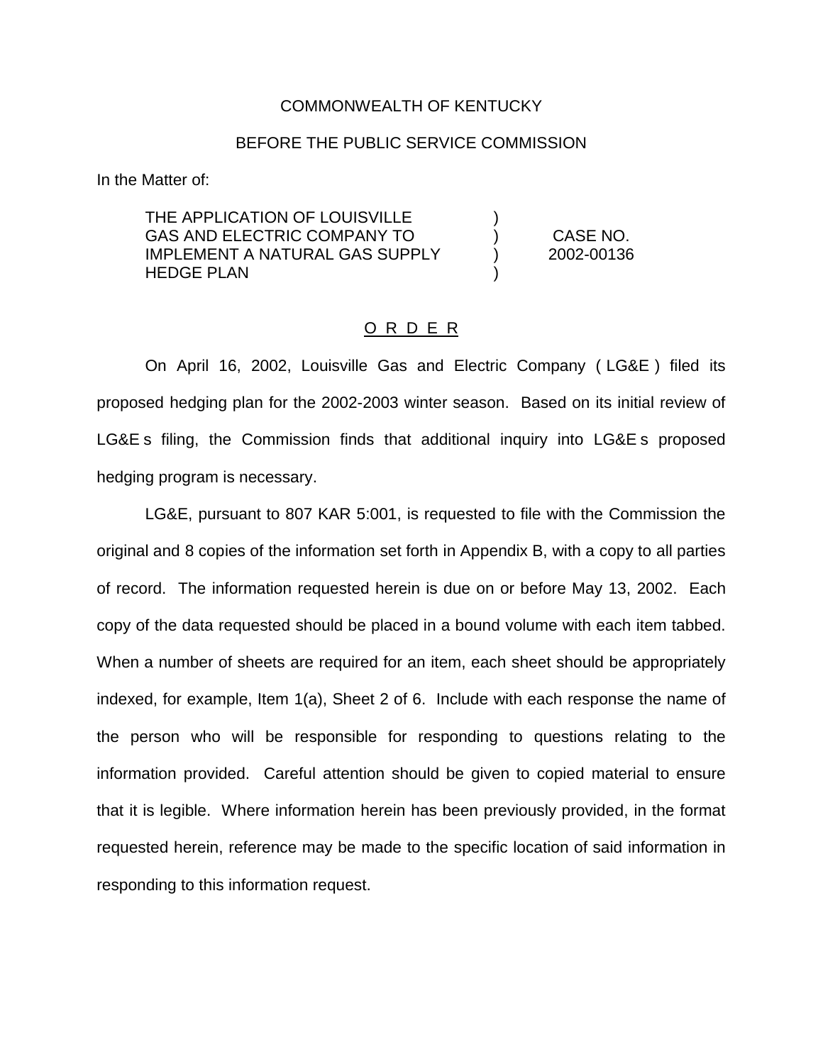COMMONWEALTH OF KENTUCKY

BEFORE THE PUBLIC SERVICE COMMISSION

In the Matter of:

| | | |
|---|---|---|
| THE APPLICATION OF LOUISVILLE GAS AND ELECTRIC COMPANY TO IMPLEMENT A NATURAL GAS SUPPLY HEDGE PLAN | ) ) ) ) | CASE NO. 2002-00136 |

O R D E R

On April 16, 2002, Louisville Gas and Electric Company ( LG&E ) filed its proposed hedging plan for the 2002-2003 winter season. Based on its initial review of LG&E s filing, the Commission finds that additional inquiry into LG&E s proposed hedging program is necessary.

LG&E, pursuant to 807 KAR 5:001, is requested to file with the Commission the original and 8 copies of the information set forth in Appendix B, with a copy to all parties of record. The information requested herein is due on or before May 13, 2002. Each copy of the data requested should be placed in a bound volume with each item tabbed. When a number of sheets are required for an item, each sheet should be appropriately indexed, for example, Item 1(a), Sheet 2 of 6. Include with each response the name of the person who will be responsible for responding to questions relating to the information provided. Careful attention should be given to copied material to ensure that it is legible. Where information herein has been previously provided, in the format requested herein, reference may be made to the specific location of said information in responding to this information request.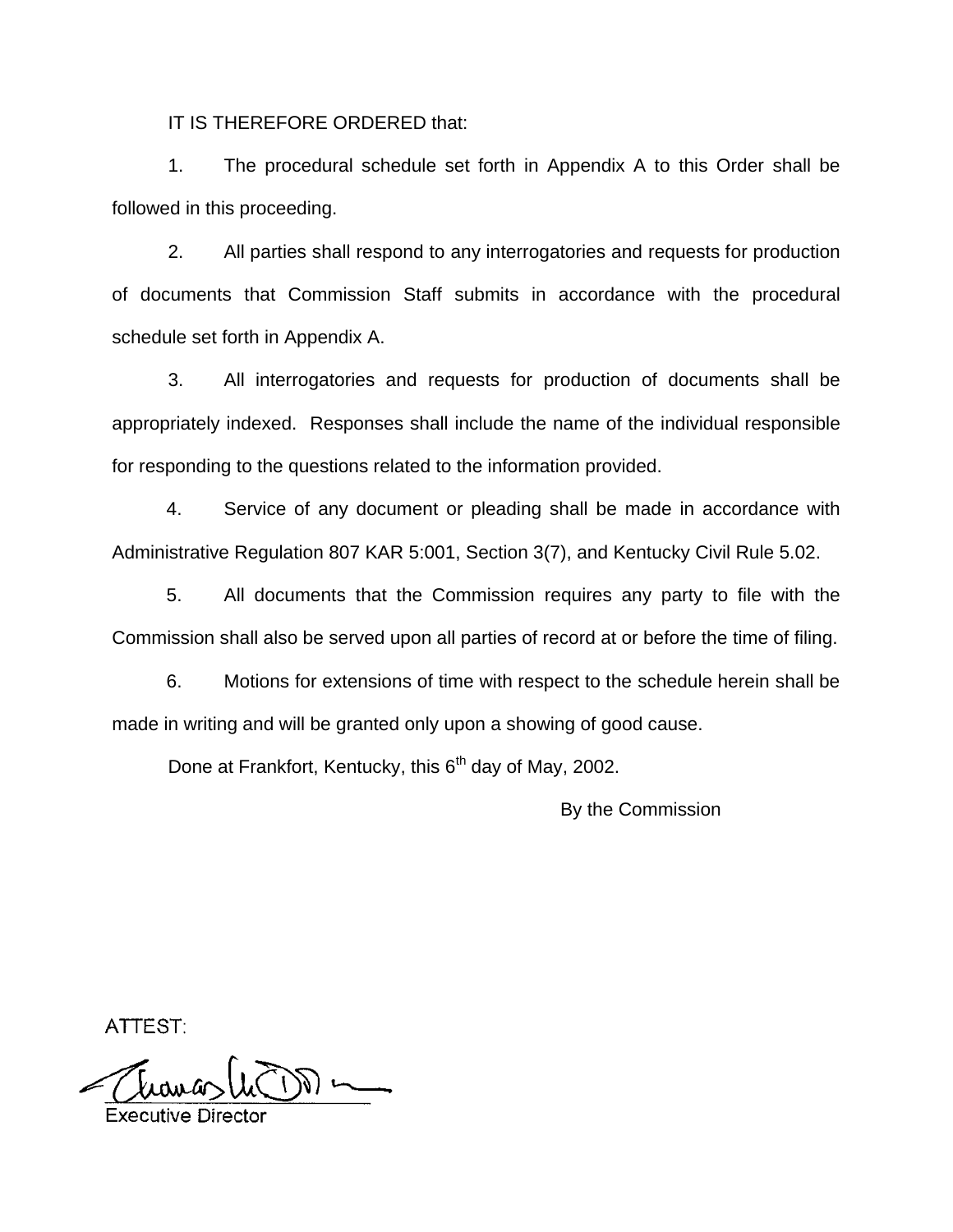IT IS THEREFORE ORDERED that:

1. The procedural schedule set forth in Appendix A to this Order shall be followed in this proceeding.

2. All parties shall respond to any interrogatories and requests for production of documents that Commission Staff submits in accordance with the procedural schedule set forth in Appendix A.

3. All interrogatories and requests for production of documents shall be appropriately indexed. Responses shall include the name of the individual responsible for responding to the questions related to the information provided.

4. Service of any document or pleading shall be made in accordance with Administrative Regulation 807 KAR 5:001, Section 3(7), and Kentucky Civil Rule 5.02.

5. All documents that the Commission requires any party to file with the Commission shall also be served upon all parties of record at or before the time of filing.

6. Motions for extensions of time with respect to the schedule herein shall be made in writing and will be granted only upon a showing of good cause.

Done at Frankfort, Kentucky, this 6th day of May, 2002.

By the Commission

ATTEST:

Executive Director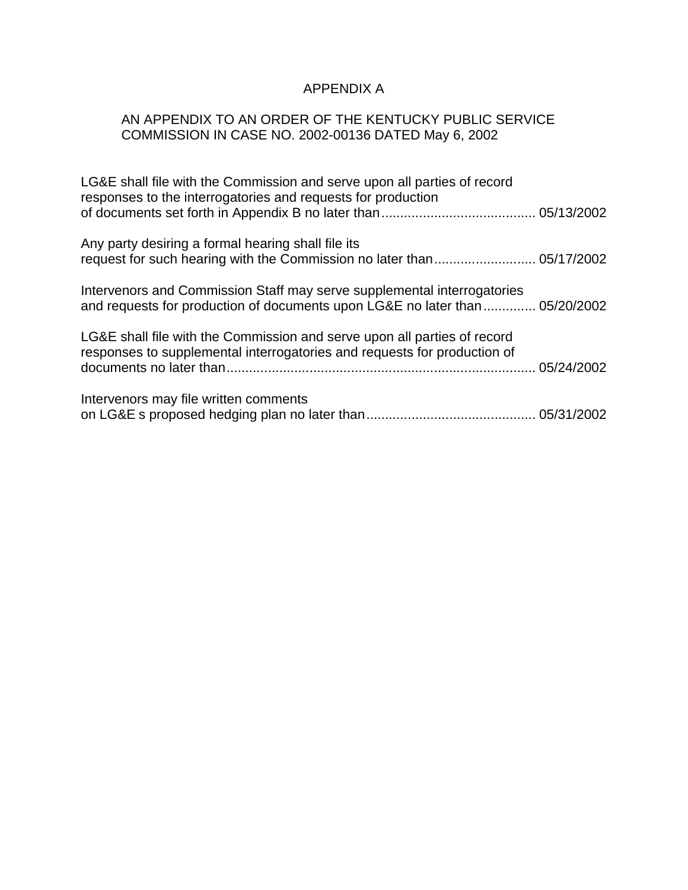# APPENDIX A

AN APPENDIX TO AN ORDER OF THE KENTUCKY PUBLIC SERVICE COMMISSION IN CASE NO. 2002-00136 DATED May 6, 2002

LG&E shall file with the Commission and serve upon all parties of record responses to the interrogatories and requests for production of documents set forth in Appendix B no later than......................................... 05/13/2002

Any party desiring a formal hearing shall file its request for such hearing with the Commission no later than........................... 05/17/2002

Intervenors and Commission Staff may serve supplemental interrogatories and requests for production of documents upon LG&E no later than.............. 05/20/2002

LG&E shall file with the Commission and serve upon all parties of record responses to supplemental interrogatories and requests for production of documents no later than................................................................................. 05/24/2002

Intervenors may file written comments on LG&E s proposed hedging plan no later than............................................ 05/31/2002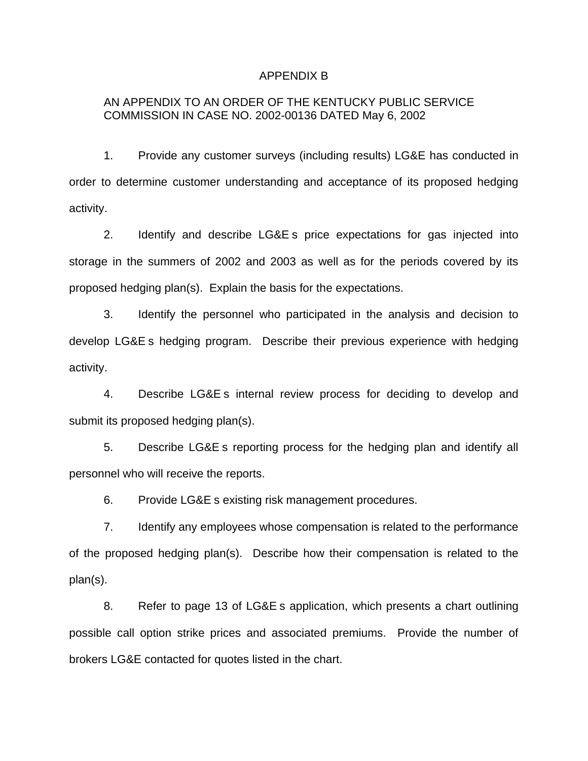# APPENDIX B

AN APPENDIX TO AN ORDER OF THE KENTUCKY PUBLIC SERVICE COMMISSION IN CASE NO. 2002-00136 DATED May 6, 2002

1. Provide any customer surveys (including results) LG&E has conducted in order to determine customer understanding and acceptance of its proposed hedging activity.

2. Identify and describe LG&E s price expectations for gas injected into storage in the summers of 2002 and 2003 as well as for the periods covered by its proposed hedging plan(s). Explain the basis for the expectations.

3. Identify the personnel who participated in the analysis and decision to develop LG&E s hedging program. Describe their previous experience with hedging activity.

4. Describe LG&E s internal review process for deciding to develop and submit its proposed hedging plan(s).

5. Describe LG&E s reporting process for the hedging plan and identify all personnel who will receive the reports.

6. Provide LG&E s existing risk management procedures.

7. Identify any employees whose compensation is related to the performance of the proposed hedging plan(s). Describe how their compensation is related to the plan(s).

8. Refer to page 13 of LG&E s application, which presents a chart outlining possible call option strike prices and associated premiums. Provide the number of brokers LG&E contacted for quotes listed in the chart.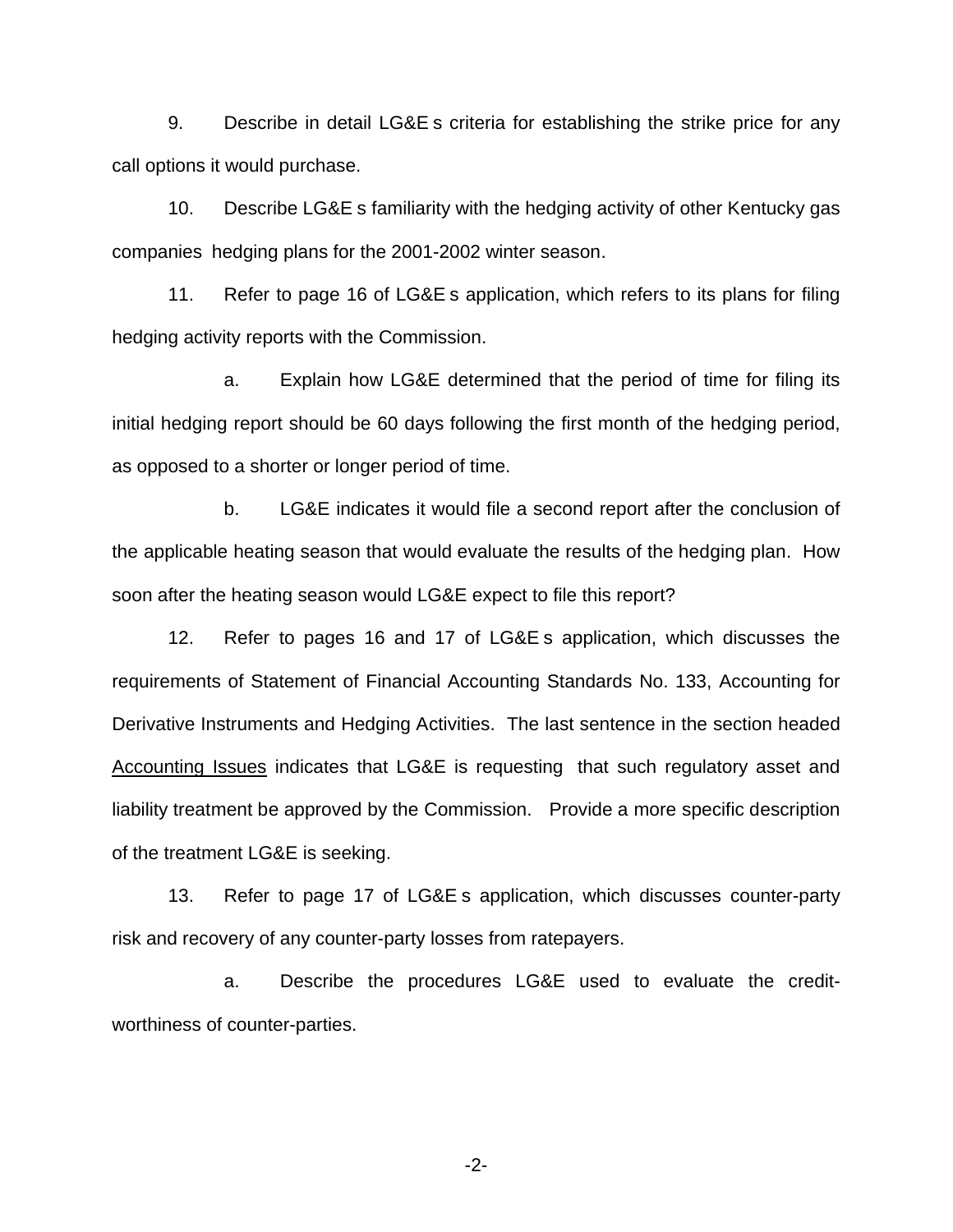9. Describe in detail LG&E s criteria for establishing the strike price for any call options it would purchase.

10. Describe LG&E s familiarity with the hedging activity of other Kentucky gas companies  hedging plans for the 2001-2002 winter season.

11. Refer to page 16 of LG&E s application, which refers to its plans for filing hedging activity reports with the Commission.

a. Explain how LG&E determined that the period of time for filing its initial hedging report should be 60 days following the first month of the hedging period, as opposed to a shorter or longer period of time.

b. LG&E indicates it would file a second report after the conclusion of the applicable heating season that would evaluate the results of the hedging plan. How soon after the heating season would LG&E expect to file this report?

12. Refer to pages 16 and 17 of LG&E s application, which discusses the requirements of Statement of Financial Accounting Standards No. 133, Accounting for Derivative Instruments and Hedging Activities. The last sentence in the section headed Accounting Issues indicates that LG&E is requesting  that such regulatory asset and liability treatment be approved by the Commission.  Provide a more specific description of the treatment LG&E is seeking.

13. Refer to page 17 of LG&E s application, which discusses counter-party risk and recovery of any counter-party losses from ratepayers.

a. Describe the procedures LG&E used to evaluate the credit-worthiness of counter-parties.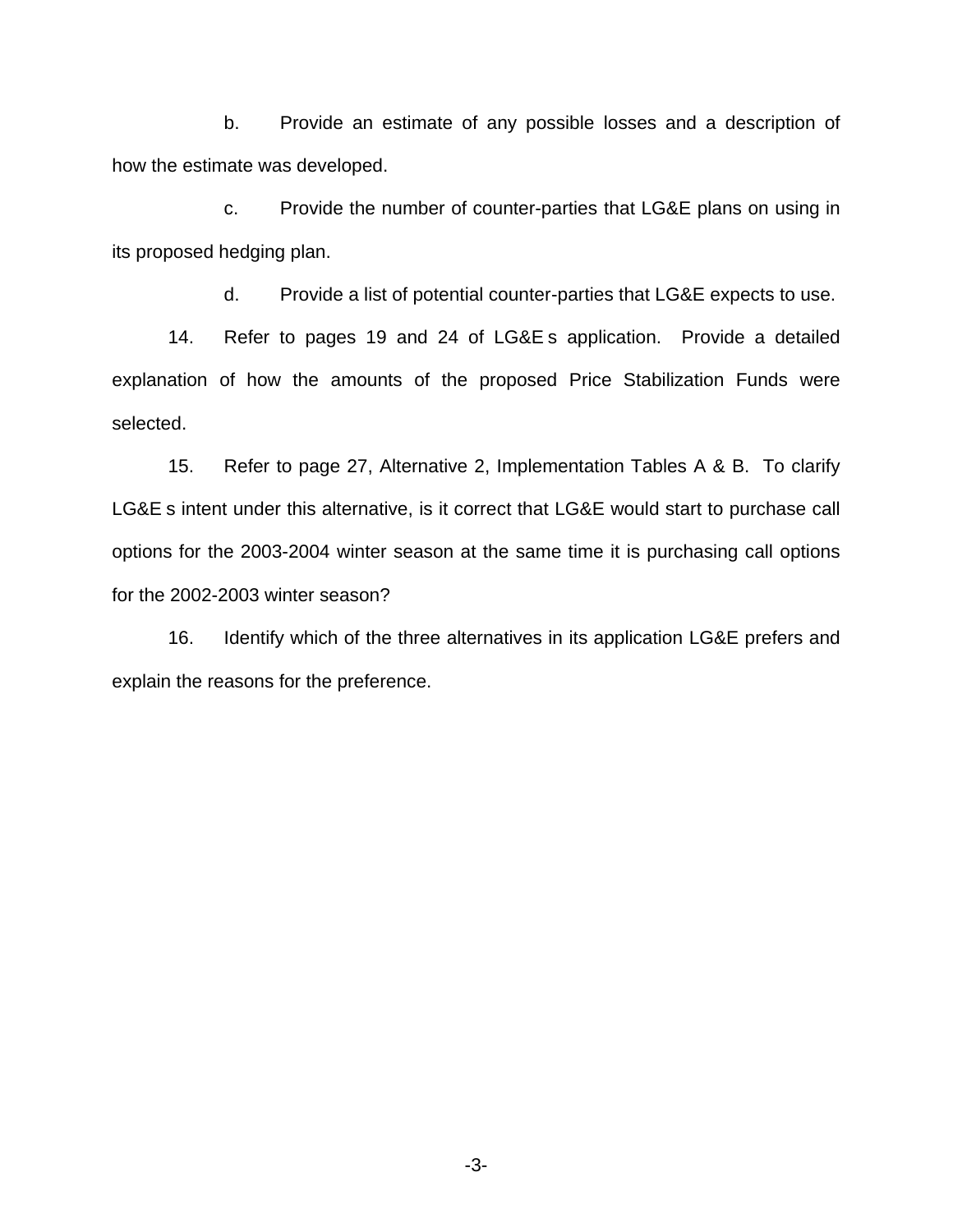b. Provide an estimate of any possible losses and a description of how the estimate was developed.

c. Provide the number of counter-parties that LG&E plans on using in its proposed hedging plan.

d. Provide a list of potential counter-parties that LG&E expects to use.

14. Refer to pages 19 and 24 of LG&E s application. Provide a detailed explanation of how the amounts of the proposed Price Stabilization Funds were selected.

15. Refer to page 27, Alternative 2, Implementation Tables A & B. To clarify LG&E s intent under this alternative, is it correct that LG&E would start to purchase call options for the 2003-2004 winter season at the same time it is purchasing call options for the 2002-2003 winter season?

16. Identify which of the three alternatives in its application LG&E prefers and explain the reasons for the preference.